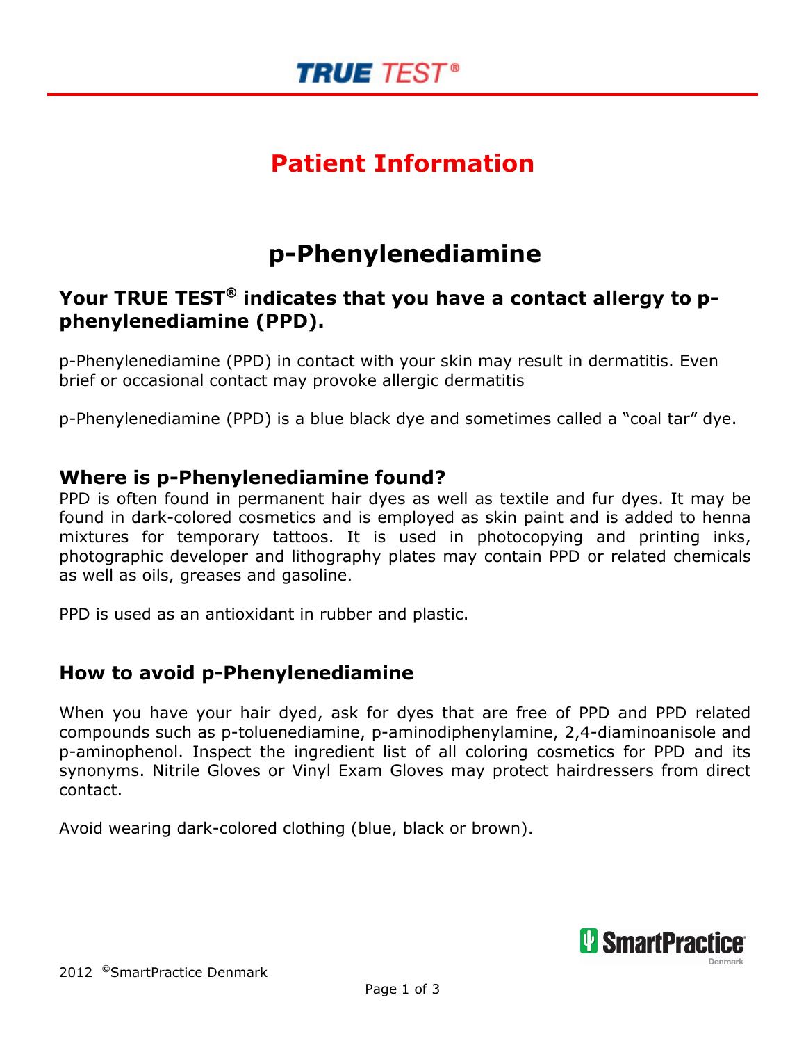# Patient Information

## p-Phenylenediamine

### Your TRUE TEST® indicates that you have a contact allergy to p-phenylenediamine (PPD).

p-Phenylenediamine (PPD) in contact with your skin may result in dermatitis. Even brief or occasional contact may provoke allergic dermatitis

p-Phenylenediamine (PPD) is a blue black dye and sometimes called a "coal tar" dye.

### Where is p-Phenylenediamine found?

PPD is often found in permanent hair dyes as well as textile and fur dyes. It may be found in dark-colored cosmetics and is employed as skin paint and is added to henna mixtures for temporary tattoos. It is used in photocopying and printing inks, photographic developer and lithography plates may contain PPD or related chemicals as well as oils, greases and gasoline.

PPD is used as an antioxidant in rubber and plastic.

### How to avoid p-Phenylenediamine

When you have your hair dyed, ask for dyes that are free of PPD and PPD related compounds such as p-toluenediamine, p-aminodiphenylamine, 2,4-diaminoanisole and p-aminophenol. Inspect the ingredient list of all coloring cosmetics for PPD and its synonyms. Nitrile Gloves or Vinyl Exam Gloves may protect hairdressers from direct contact.

Avoid wearing dark-colored clothing (blue, black or brown).

2012 ©SmartPractice Denmark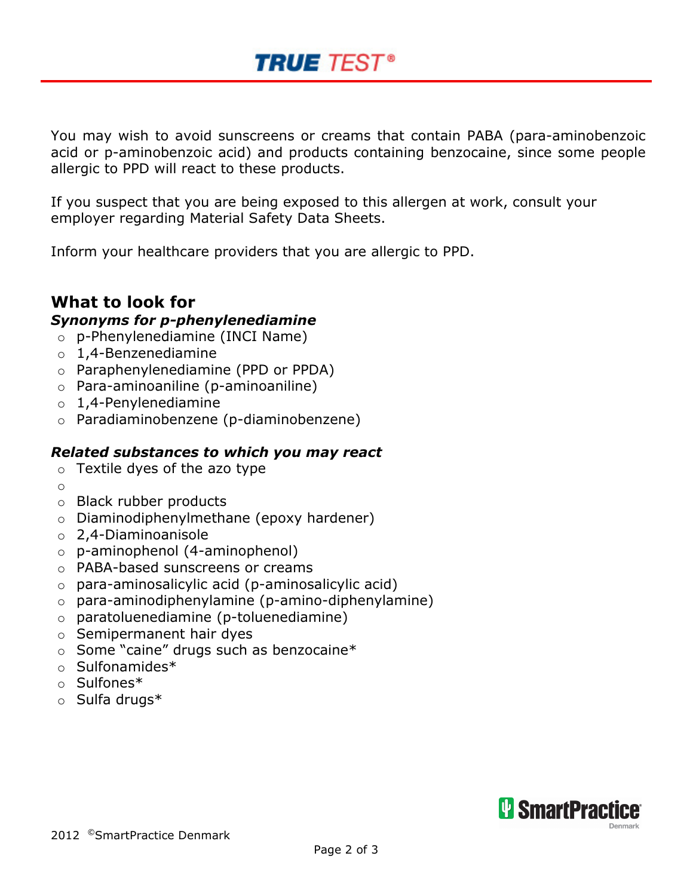You may wish to avoid sunscreens or creams that contain PABA (para-aminobenzoic acid or p-aminobenzoic acid) and products containing benzocaine, since some people allergic to PPD will react to these products.

If you suspect that you are being exposed to this allergen at work, consult your employer regarding Material Safety Data Sheets.

Inform your healthcare providers that you are allergic to PPD.

## What to look for

***Synonyms for p-phenylenediamine***

- p-Phenylenediamine (INCI Name)
- 1,4-Benzenediamine
- Paraphenylenediamine (PPD or PPDA)
- Para-aminoaniline (p-aminoaniline)
- 1,4-Penylenediamine
- Paradiaminobenzene (p-diaminobenzene)

***Related substances to which you may react***

- Textile dyes of the azo type
- 
- Black rubber products
- Diaminodiphenylmethane (epoxy hardener)
- 2,4-Diaminoanisole
- p-aminophenol (4-aminophenol)
- PABA-based sunscreens or creams
- para-aminosalicylic acid (p-aminosalicylic acid)
- para-aminodiphenylamine (p-amino-diphenylamine)
- paratoluenediamine (p-toluenediamine)
- Semipermanent hair dyes
- Some "caine" drugs such as benzocaine*
- Sulfonamides*
- Sulfones*
- Sulfa drugs*

2012 ©SmartPractice Denmark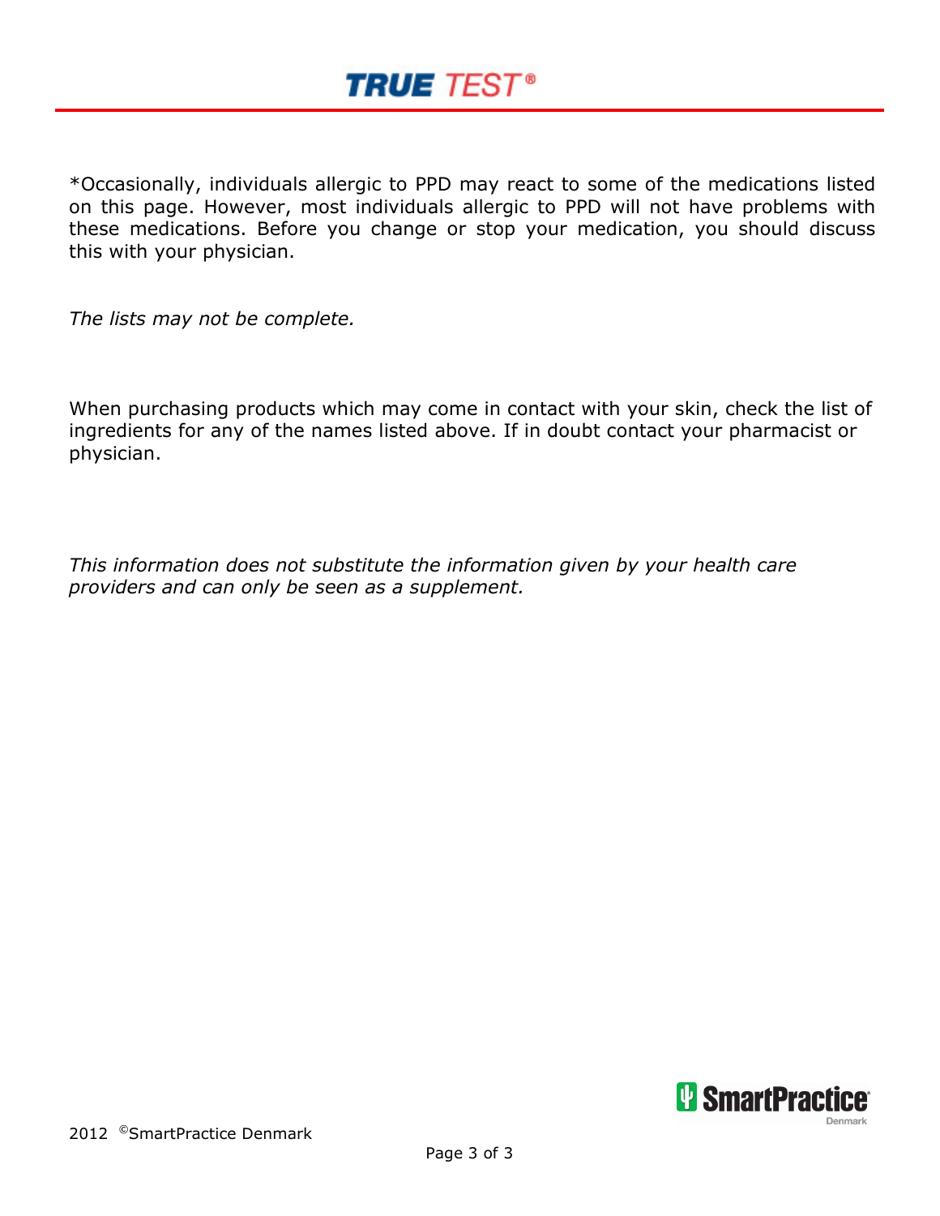*Occasionally, individuals allergic to PPD may react to some of the medications listed on this page. However, most individuals allergic to PPD will not have problems with these medications. Before you change or stop your medication, you should discuss this with your physician.

*The lists may not be complete.*

When purchasing products which may come in contact with your skin, check the list of ingredients for any of the names listed above. If in doubt contact your pharmacist or physician.

*This information does not substitute the information given by your health care providers and can only be seen as a supplement.*